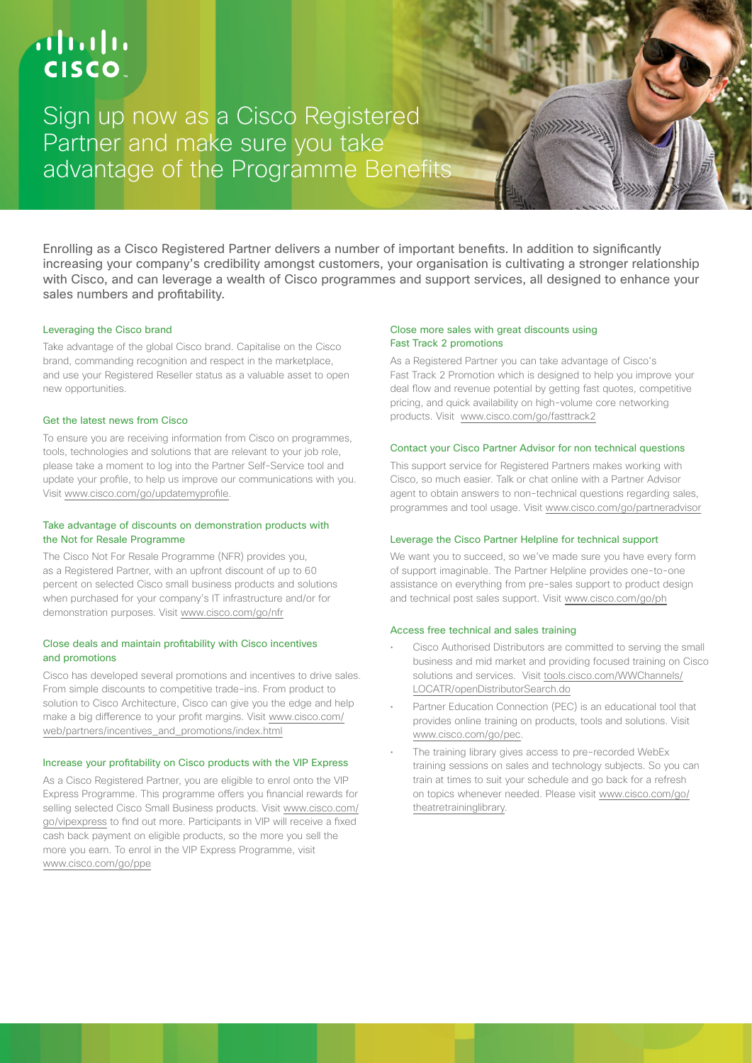# Sign up now as a Cisco Registered Partner and make sure you take advantage of the Programme Benefits

Enrolling as a Cisco Registered Partner delivers a number of important benefits. In addition to significantly increasing your company's credibility amongst customers, your organisation is cultivating a stronger relationship with Cisco, and can leverage a wealth of Cisco programmes and support services, all designed to enhance your sales numbers and profitability.

### Leveraging the Cisco brand

Take advantage of the global Cisco brand. Capitalise on the Cisco brand, commanding recognition and respect in the marketplace, and use your Registered Reseller status as a valuable asset to open new opportunities.

### Get the latest news from Cisco

To ensure you are receiving information from Cisco on programmes, tools, technologies and solutions that are relevant to your job role, please take a moment to log into the Partner Self-Service tool and update your profile, to help us improve our communications with you. Visit www.cisco.com/go/updatemyprofile.

### Take advantage of discounts on demonstration products with the Not for Resale Programme

The Cisco Not For Resale Programme (NFR) provides you, as a Registered Partner, with an upfront discount of up to 60 percent on selected Cisco small business products and solutions when purchased for your company's IT infrastructure and/or for demonstration purposes. Visit www.cisco.com/go/nfr

### Close deals and maintain profitability with Cisco incentives and promotions

Cisco has developed several promotions and incentives to drive sales. From simple discounts to competitive trade-ins. From product to solution to Cisco Architecture, Cisco can give you the edge and help make a big difference to your profit margins. Visit www.cisco.com/web/partners/incentives_and_promotions/index.html

### Increase your profitability on Cisco products with the VIP Express

As a Cisco Registered Partner, you are eligible to enrol onto the VIP Express Programme. This programme offers you financial rewards for selling selected Cisco Small Business products. Visit www.cisco.com/go/vipexpress to find out more. Participants in VIP will receive a fixed cash back payment on eligible products, so the more you sell the more you earn. To enrol in the VIP Express Programme, visit www.cisco.com/go/ppe

### Close more sales with great discounts using Fast Track 2 promotions

As a Registered Partner you can take advantage of Cisco's Fast Track 2 Promotion which is designed to help you improve your deal flow and revenue potential by getting fast quotes, competitive pricing, and quick availability on high-volume core networking products. Visit www.cisco.com/go/fasttrack2

### Contact your Cisco Partner Advisor for non technical questions

This support service for Registered Partners makes working with Cisco, so much easier. Talk or chat online with a Partner Advisor agent to obtain answers to non-technical questions regarding sales, programmes and tool usage. Visit www.cisco.com/go/partneradvisor

### Leverage the Cisco Partner Helpline for technical support

We want you to succeed, so we've made sure you have every form of support imaginable. The Partner Helpline provides one-to-one assistance on everything from pre-sales support to product design and technical post sales support. Visit www.cisco.com/go/ph

### Access free technical and sales training

- Cisco Authorised Distributors are committed to serving the small business and mid market and providing focused training on Cisco solutions and services. Visit tools.cisco.com/WWChannels/LOCATR/openDistributorSearch.do
- Partner Education Connection (PEC) is an educational tool that provides online training on products, tools and solutions. Visit www.cisco.com/go/pec.
- The training library gives access to pre-recorded WebEx training sessions on sales and technology subjects. So you can train at times to suit your schedule and go back for a refresh on topics whenever needed. Please visit www.cisco.com/go/theatretraininglibrary.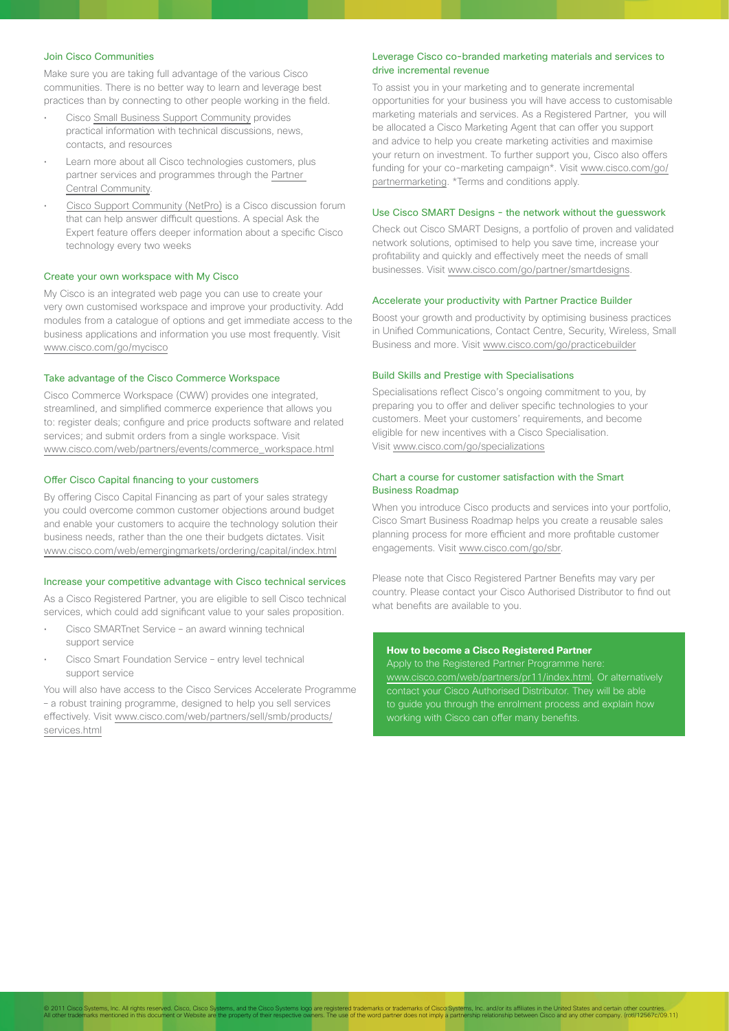### Join Cisco Communities

Make sure you are taking full advantage of the various Cisco communities. There is no better way to learn and leverage best practices than by connecting to other people working in the field.

- Cisco Small Business Support Community provides practical information with technical discussions, news, contacts, and resources
- Learn more about all Cisco technologies customers, plus partner services and programmes through the Partner Central Community.
- Cisco Support Community (NetPro) is a Cisco discussion forum that can help answer difficult questions. A special Ask the Expert feature offers deeper information about a specific Cisco technology every two weeks

### Create your own workspace with My Cisco

My Cisco is an integrated web page you can use to create your very own customised workspace and improve your productivity. Add modules from a catalogue of options and get immediate access to the business applications and information you use most frequently. Visit www.cisco.com/go/mycisco

### Take advantage of the Cisco Commerce Workspace

Cisco Commerce Workspace (CWW) provides one integrated, streamlined, and simplified commerce experience that allows you to: register deals; configure and price products software and related services; and submit orders from a single workspace. Visit www.cisco.com/web/partners/events/commerce_workspace.html

### Offer Cisco Capital financing to your customers

By offering Cisco Capital Financing as part of your sales strategy you could overcome common customer objections around budget and enable your customers to acquire the technology solution their business needs, rather than the one their budgets dictates. Visit www.cisco.com/web/emergingmarkets/ordering/capital/index.html

### Increase your competitive advantage with Cisco technical services

As a Cisco Registered Partner, you are eligible to sell Cisco technical services, which could add significant value to your sales proposition.

- Cisco SMARTnet Service – an award winning technical support service
- Cisco Smart Foundation Service – entry level technical support service

You will also have access to the Cisco Services Accelerate Programme – a robust training programme, designed to help you sell services effectively. Visit www.cisco.com/web/partners/sell/smb/products/services.html

### Leverage Cisco co-branded marketing materials and services to drive incremental revenue

To assist you in your marketing and to generate incremental opportunities for your business you will have access to customisable marketing materials and services. As a Registered Partner, you will be allocated a Cisco Marketing Agent that can offer you support and advice to help you create marketing activities and maximise your return on investment. To further support you, Cisco also offers funding for your co-marketing campaign*. Visit www.cisco.com/go/partnermarketing. *Terms and conditions apply.

### Use Cisco SMART Designs – the network without the guesswork

Check out Cisco SMART Designs, a portfolio of proven and validated network solutions, optimised to help you save time, increase your profitability and quickly and effectively meet the needs of small businesses. Visit www.cisco.com/go/partner/smartdesigns.

### Accelerate your productivity with Partner Practice Builder

Boost your growth and productivity by optimising business practices in Unified Communications, Contact Centre, Security, Wireless, Small Business and more. Visit www.cisco.com/go/practicebuilder

### Build Skills and Prestige with Specialisations

Specialisations reflect Cisco's ongoing commitment to you, by preparing you to offer and deliver specific technologies to your customers. Meet your customers' requirements, and become eligible for new incentives with a Cisco Specialisation. Visit www.cisco.com/go/specializations

### Chart a course for customer satisfaction with the Smart Business Roadmap

When you introduce Cisco products and services into your portfolio, Cisco Smart Business Roadmap helps you create a reusable sales planning process for more efficient and more profitable customer engagements. Visit www.cisco.com/go/sbr.

Please note that Cisco Registered Partner Benefits may vary per country. Please contact your Cisco Authorised Distributor to find out what benefits are available to you.

**How to become a Cisco Registered Partner**

Apply to the Registered Partner Programme here: www.cisco.com/web/partners/pr11/index.html. Or alternatively contact your Cisco Authorised Distributor. They will be able to guide you through the enrolment process and explain how working with Cisco can offer many benefits.

© 2011 Cisco Systems, Inc. All rights reserved. Cisco, Cisco Systems, and the Cisco Systems logo are registered trademarks or trademarks of Cisco Systems, Inc. and/or its affiliates in the United States and certain other countries. All other trademarks mentioned in this document or Website are the property of their respective owners. The use of the word partner does not imply a partnership relationship between Cisco and any other company. (rotl/12567c/09.11)